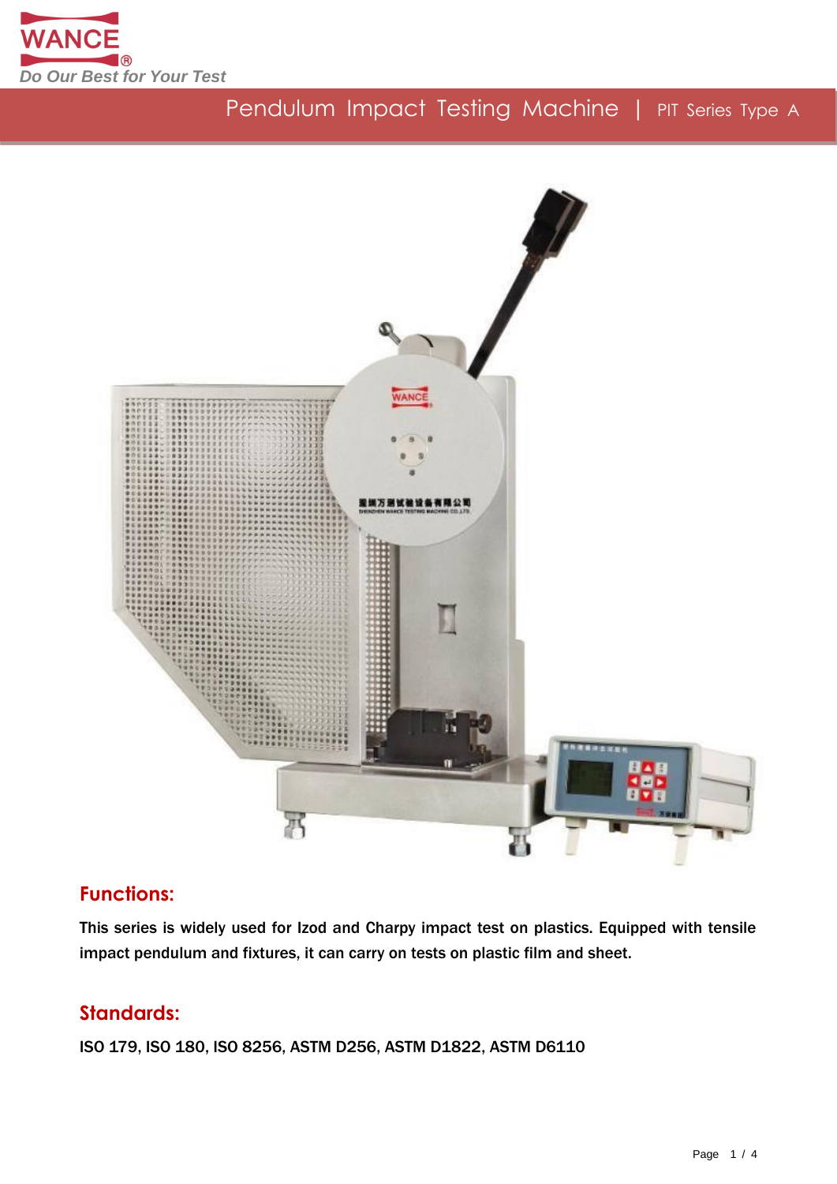# Pendulum Impact Testing Machine | PIT Series Type A

## Functions:

This series is widely used for Izod and Charpy impact test on plastics. Equipped with tensile impact pendulum and fixtures, it can carry on tests on plastic film and sheet.

## Standards:

ISO 179, ISO 180, ISO 8256, ASTM D256, ASTM D1822, ASTM D6110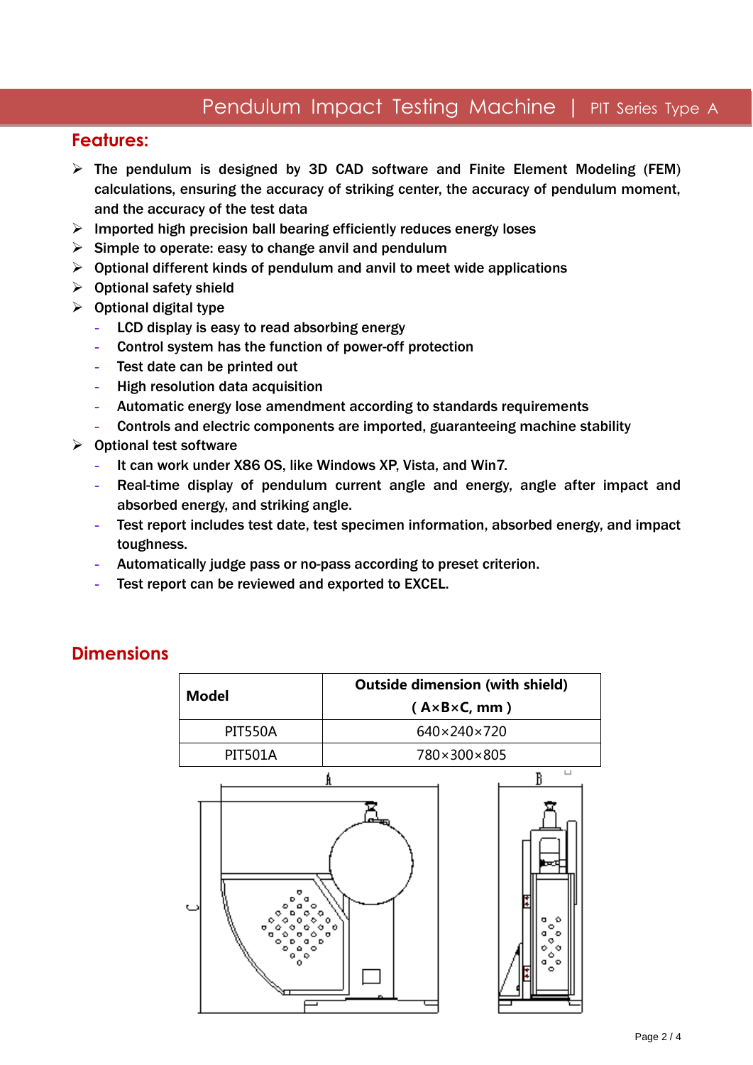## Features:

- The pendulum is designed by 3D CAD software and Finite Element Modeling (FEM) calculations, ensuring the accuracy of striking center, the accuracy of pendulum moment, and the accuracy of the test data
- Imported high precision ball bearing efficiently reduces energy loses
- Simple to operate: easy to change anvil and pendulum
- Optional different kinds of pendulum and anvil to meet wide applications
- Optional safety shield
- Optional digital type
  - LCD display is easy to read absorbing energy
  - Control system has the function of power-off protection
  - Test date can be printed out
  - High resolution data acquisition
  - Automatic energy lose amendment according to standards requirements
  - Controls and electric components are imported, guaranteeing machine stability
- Optional test software
  - It can work under X86 OS, like Windows XP, Vista, and Win7.
  - Real-time display of pendulum current angle and energy, angle after impact and absorbed energy, and striking angle.
  - Test report includes test date, test specimen information, absorbed energy, and impact toughness.
  - Automatically judge pass or no-pass according to preset criterion.
  - Test report can be reviewed and exported to EXCEL.

## Dimensions

| Model | Outside dimension (with shield) ( A×B×C, mm ) |
|---|---|
| PIT550A | 640×240×720 |
| PIT501A | 780×300×805 |

A B C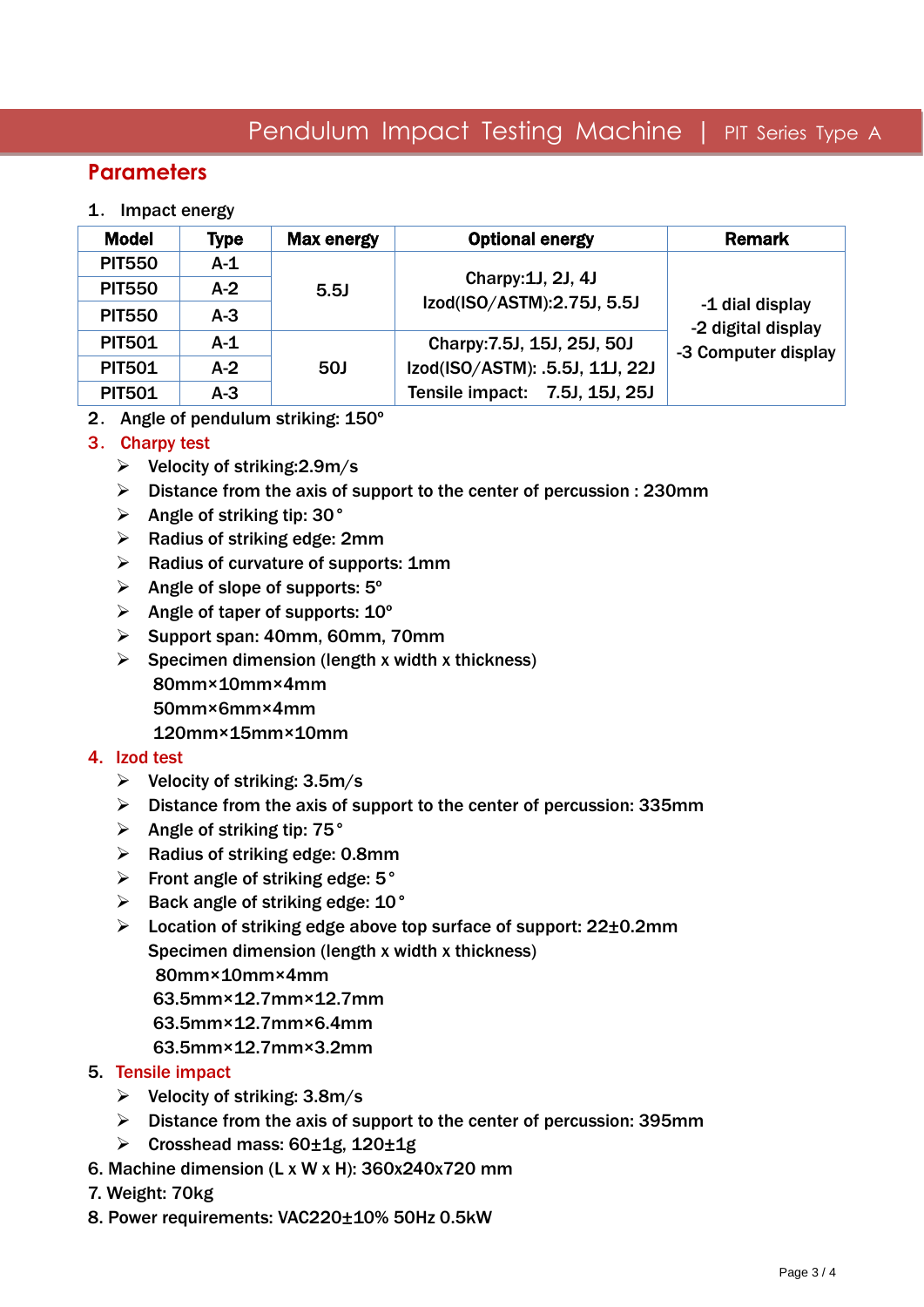# Pendulum Impact Testing Machine | PIT Series Type A

## Parameters

1. Impact energy

| Model | Type | Max energy | Optional energy | Remark |
|---|---|---|---|---|
| PIT550 | A-1 | 5.5J | Charpy:1J, 2J, 4J<br>Izod(ISO/ASTM):2.75J, 5.5J | -1 dial display<br>-2 digital display<br>-3 Computer display |
| PIT550 | A-2 | | | |
| PIT550 | A-3 | | | |
| PIT501 | A-1 | 50J | Charpy:7.5J, 15J, 25J, 50J<br>Izod(ISO/ASTM): .5.5J, 11J, 22J<br>Tensile impact: 7.5J, 15J, 25J | |
| PIT501 | A-2 | | | |
| PIT501 | A-3 | | | |

2. Angle of pendulum striking: 150°

3. **Charpy test**
   - Velocity of striking:2.9m/s
   - Distance from the axis of support to the center of percussion : 230mm
   - Angle of striking tip: 30°
   - Radius of striking edge: 2mm
   - Radius of curvature of supports: 1mm
   - Angle of slope of supports: 5°
   - Angle of taper of supports: 10°
   - Support span: 40mm, 60mm, 70mm
   - Specimen dimension (length x width x thickness)
     80mm×10mm×4mm
     50mm×6mm×4mm
     120mm×15mm×10mm

4. **Izod test**
   - Velocity of striking: 3.5m/s
   - Distance from the axis of support to the center of percussion: 335mm
   - Angle of striking tip: 75°
   - Radius of striking edge: 0.8mm
   - Front angle of striking edge: 5°
   - Back angle of striking edge: 10°
   - Location of striking edge above top surface of support: 22±0.2mm
     Specimen dimension (length x width x thickness)
     80mm×10mm×4mm
     63.5mm×12.7mm×12.7mm
     63.5mm×12.7mm×6.4mm
     63.5mm×12.7mm×3.2mm

5. **Tensile impact**
   - Velocity of striking: 3.8m/s
   - Distance from the axis of support to the center of percussion: 395mm
   - Crosshead mass: 60±1g, 120±1g

6. Machine dimension (L x W x H): 360x240x720 mm

7. Weight: 70kg

8. Power requirements: VAC220±10% 50Hz 0.5kW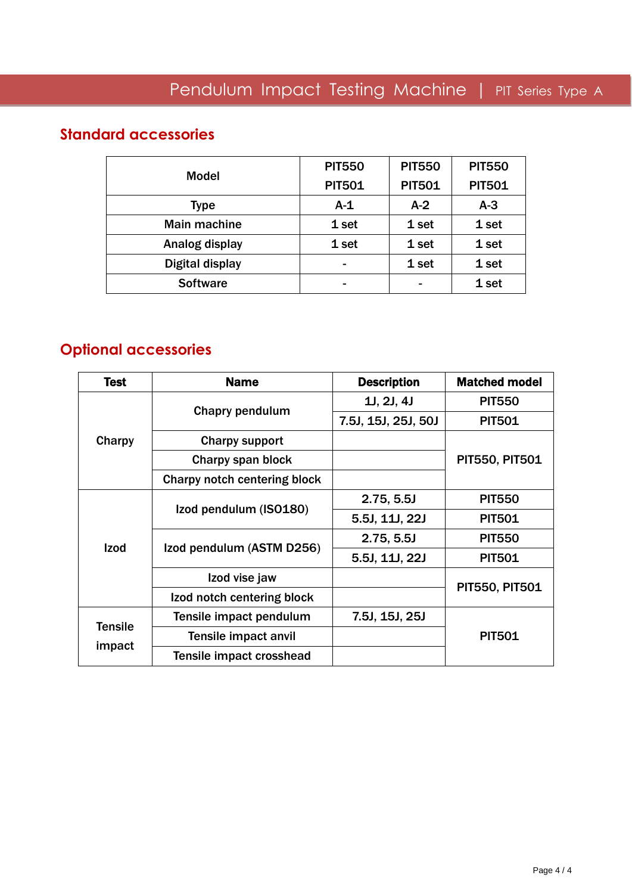## Standard accessories

| Model | PIT550 PIT501 | PIT550 PIT501 | PIT550 PIT501 |
|---|---|---|---|
| Type | A-1 | A-2 | A-3 |
| Main machine | 1 set | 1 set | 1 set |
| Analog display | 1 set | 1 set | 1 set |
| Digital display | - | 1 set | 1 set |
| Software | - | - | 1 set |

## Optional accessories

| Test | Name | Description | Matched model |
|---|---|---|---|
| Charpy | Chapry pendulum | 1J, 2J, 4J | PIT550 |
| | | 7.5J, 15J, 25J, 50J | PIT501 |
| | Charpy support | | PIT550, PIT501 |
| | Charpy span block | | |
| | Charpy notch centering block | | |
| Izod | Izod pendulum (ISO180) | 2.75, 5.5J | PIT550 |
| | | 5.5J, 11J, 22J | PIT501 |
| | Izod pendulum (ASTM D256) | 2.75, 5.5J | PIT550 |
| | | 5.5J, 11J, 22J | PIT501 |
| | Izod vise jaw | | PIT550, PIT501 |
| | Izod notch centering block | | |
| Tensile impact | Tensile impact pendulum | 7.5J, 15J, 25J | PIT501 |
| | Tensile impact anvil | | |
| | Tensile impact crosshead | | |